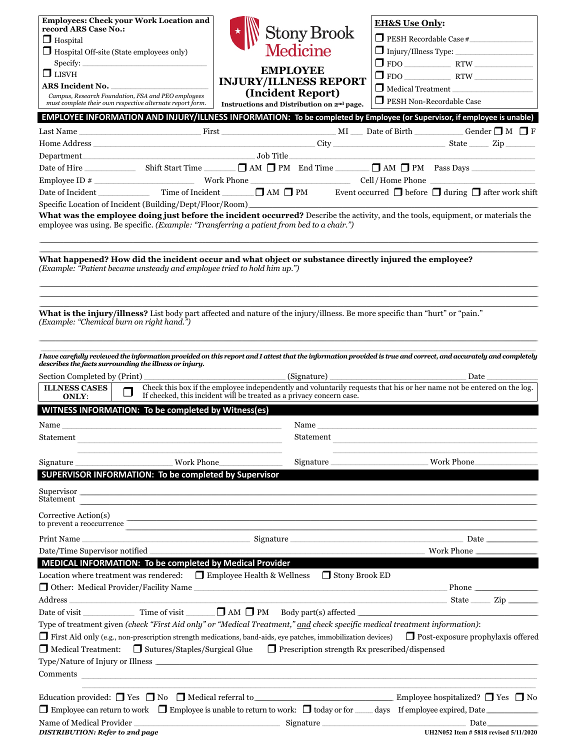**Employees: Check your Work Location and record ARS Case No.:**

❒ Hospital

❒ Hospital Off-site (State employees only)

Specify: ___________________

❒ LISVH

**ARS Incident No.** ___________________

*Campus, Research Foundation, FSA and PEO employees must complete their own respective alternate report form.*

Stony Brook Medicine

# EMPLOYEE INJURY/ILLNESS REPORT (Incident Report)

**Instructions and Distribution on 2nd page.**

**EH&S Use Only:**

❒ PESH Recordable Case # ___________

❒ Injury/Illness Type: ___________

❒ FDO ___________ RTW ___________

❒ FDO ___________ RTW ___________

❒ Medical Treatment ___________

❒ PESH Non-Recordable Case

## EMPLOYEE INFORMATION AND INJURY/ILLNESS INFORMATION: To be completed by Employee (or Supervisor, if employee is unable)

Last Name ___________ First ___________ MI ___ Date of Birth ___________ Gender ❒ M ❒ F

Home Address ___________ City ___________ State _____ Zip _______

Department ___________ Job Title ___________

Date of Hire ___________ Shift Start Time _______ ❒ AM ❒ PM End Time _______ ❒ AM ❒ PM Pass Days ___________

Employee ID # ___________ Work Phone ___________ Cell / Home Phone ___________

Date of Incident ___________ Time of Incident _______ ❒ AM ❒ PM Event occurred ❒ before ❒ during ❒ after work shift

Specific Location of Incident (Building/Dept/Floor/Room) ___________

**What was the employee doing just before the incident occurred?** Describe the activity, and the tools, equipment, or materials the employee was using. Be specific. *(Example: "Transferring a patient from bed to a chair.")*

___________________________________________

___________________________________________

**What happened? How did the incident occur and what object or substance directly injured the employee?** *(Example: "Patient became unsteady and employee tried to hold him up.")*

___________________________________________

___________________________________________

___________________________________________

**What is the injury/illness?** List body part affected and nature of the injury/illness. Be more specific than "hurt" or "pain." *(Example: "Chemical burn on right hand.")*

___________________________________________

___________________________________________

***I have carefully reviewed the information provided on this report and I attest that the information provided is true and correct, and accurately and completely describes the facts surrounding the illness or injury.***

Section Completed by (Print) ___________ (Signature) ___________ Date ___________

| ILLNESS CASES ONLY: | ❒ | Check this box if the employee independently and voluntarily requests that his or her name not be entered on the log. If checked, this incident will be treated as a privacy concern case. |
|---|---|---|

## WITNESS INFORMATION: To be completed by Witness(es)

Name ___________ Name ___________

Statement ___________ Statement ___________

___________ ___________

Signature ___________ Work Phone ___________ Signature ___________ Work Phone ___________

## SUPERVISOR INFORMATION: To be completed by Supervisor

Supervisor Statement ___________________________________________

___________________________________________

Corrective Action(s) to prevent a reoccurrence ___________________________________________

___________________________________________

Print Name ___________ Signature ___________ Date ___________

Date/Time Supervisor notified ___________ Work Phone ___________

## MEDICAL INFORMATION: To be completed by Medical Provider

Location where treatment was rendered: ❒ Employee Health & Wellness ❒ Stony Brook ED

❒ Other: Medical Provider/Facility Name ___________ Phone ___________

Address ___________ State _____ Zip _______

Date of visit ___________ Time of visit _______ ❒ AM ❒ PM Body part(s) affected ___________

Type of treatment given *(check "First Aid only" or "Medical Treatment," and check specific medical treatment information)*:

❒ First Aid only (e.g., non-prescription strength medications, band-aids, eye patches, immobilization devices) ❒ Post-exposure prophylaxis offered

❒ Medical Treatment: ❒ Sutures/Staples/Surgical Glue ❒ Prescription strength Rx prescribed/dispensed

Type/Nature of Injury or Illness ___________________________________________

Comments ___________________________________________

___________________________________________

Education provided: ❒ Yes ❒ No ❒ Medical referral to ___________ Employee hospitalized? ❒ Yes ❒ No

❒ Employee can return to work ❒ Employee is unable to return to work: ❒ today or for ____ days If employee expired, Date ___________

Name of Medical Provider ___________ Signature ___________ Date ___________

***DISTRIBUTION: Refer to 2nd page***

UH2N052 Item # 5818 revised 5/11/2020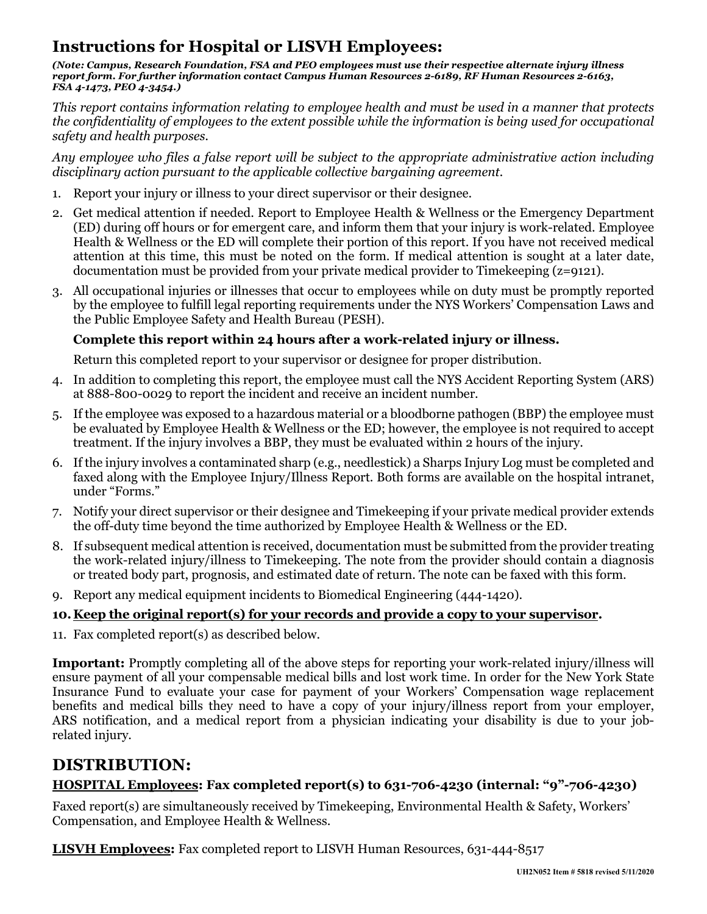## Instructions for Hospital or LISVH Employees:

***(Note: Campus, Research Foundation, FSA and PEO employees must use their respective alternate injury illness report form. For further information contact Campus Human Resources 2-6189, RF Human Resources 2-6163, FSA 4-1473, PEO 4-3454.)***

*This report contains information relating to employee health and must be used in a manner that protects the confidentiality of employees to the extent possible while the information is being used for occupational safety and health purposes.*

*Any employee who files a false report will be subject to the appropriate administrative action including disciplinary action pursuant to the applicable collective bargaining agreement.*

1. Report your injury or illness to your direct supervisor or their designee.
2. Get medical attention if needed. Report to Employee Health & Wellness or the Emergency Department (ED) during off hours or for emergent care, and inform them that your injury is work-related. Employee Health & Wellness or the ED will complete their portion of this report. If you have not received medical attention at this time, this must be noted on the form. If medical attention is sought at a later date, documentation must be provided from your private medical provider to Timekeeping (z=9121).
3. All occupational injuries or illnesses that occur to employees while on duty must be promptly reported by the employee to fulfill legal reporting requirements under the NYS Workers' Compensation Laws and the Public Employee Safety and Health Bureau (PESH).

   **Complete this report within 24 hours after a work-related injury or illness.**

   Return this completed report to your supervisor or designee for proper distribution.
4. In addition to completing this report, the employee must call the NYS Accident Reporting System (ARS) at 888-800-0029 to report the incident and receive an incident number.
5. If the employee was exposed to a hazardous material or a bloodborne pathogen (BBP) the employee must be evaluated by Employee Health & Wellness or the ED; however, the employee is not required to accept treatment. If the injury involves a BBP, they must be evaluated within 2 hours of the injury.
6. If the injury involves a contaminated sharp (e.g., needlestick) a Sharps Injury Log must be completed and faxed along with the Employee Injury/Illness Report. Both forms are available on the hospital intranet, under "Forms."
7. Notify your direct supervisor or their designee and Timekeeping if your private medical provider extends the off-duty time beyond the time authorized by Employee Health & Wellness or the ED.
8. If subsequent medical attention is received, documentation must be submitted from the provider treating the work-related injury/illness to Timekeeping. The note from the provider should contain a diagnosis or treated body part, prognosis, and estimated date of return. The note can be faxed with this form.
9. Report any medical equipment incidents to Biomedical Engineering (444-1420).
10. **<u>Keep the original report(s) for your records and provide a copy to your supervisor</u>.**
11. Fax completed report(s) as described below.

**Important:** Promptly completing all of the above steps for reporting your work-related injury/illness will ensure payment of all your compensable medical bills and lost work time. In order for the New York State Insurance Fund to evaluate your case for payment of your Workers' Compensation wage replacement benefits and medical bills they need to have a copy of your injury/illness report from your employer, ARS notification, and a medical report from a physician indicating your disability is due to your job-related injury.

## DISTRIBUTION:

### <u>HOSPITAL Employees</u>: Fax completed report(s) to 631-706-4230 (internal: "9"-706-4230)

Faxed report(s) are simultaneously received by Timekeeping, Environmental Health & Safety, Workers' Compensation, and Employee Health & Wellness.

**<u>LISVH Employees</u>:** Fax completed report to LISVH Human Resources, 631-444-8517

UH2N052 Item # 5818 revised 5/11/2020